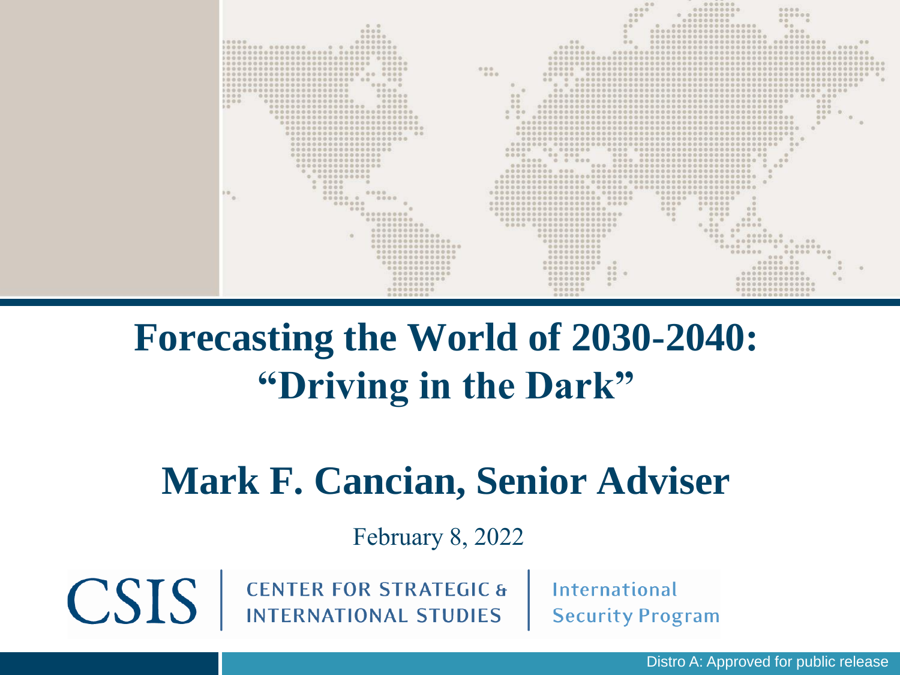# Forecasting the World of 2030-2040: "Driving in the Dark"

## Mark F. Cancian, Senior Adviser

February 8, 2022

CSIS | CENTER FOR STRATEGIC & INTERNATIONAL STUDIES | International Security Program

Distro A: Approved for public release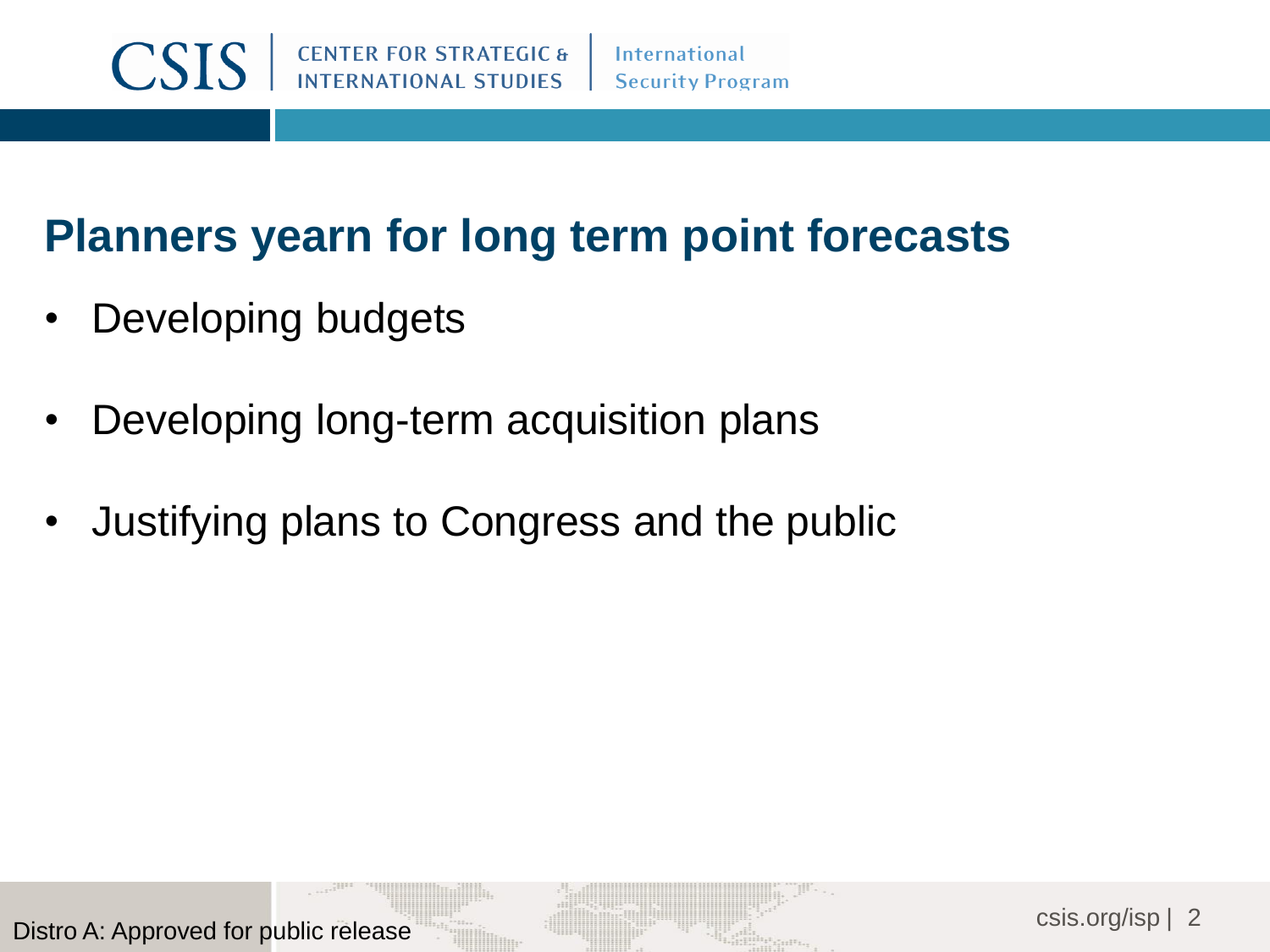## Planners yearn for long term point forecasts

- Developing budgets
- Developing long-term acquisition plans
- Justifying plans to Congress and the public

Distro A: Approved for public release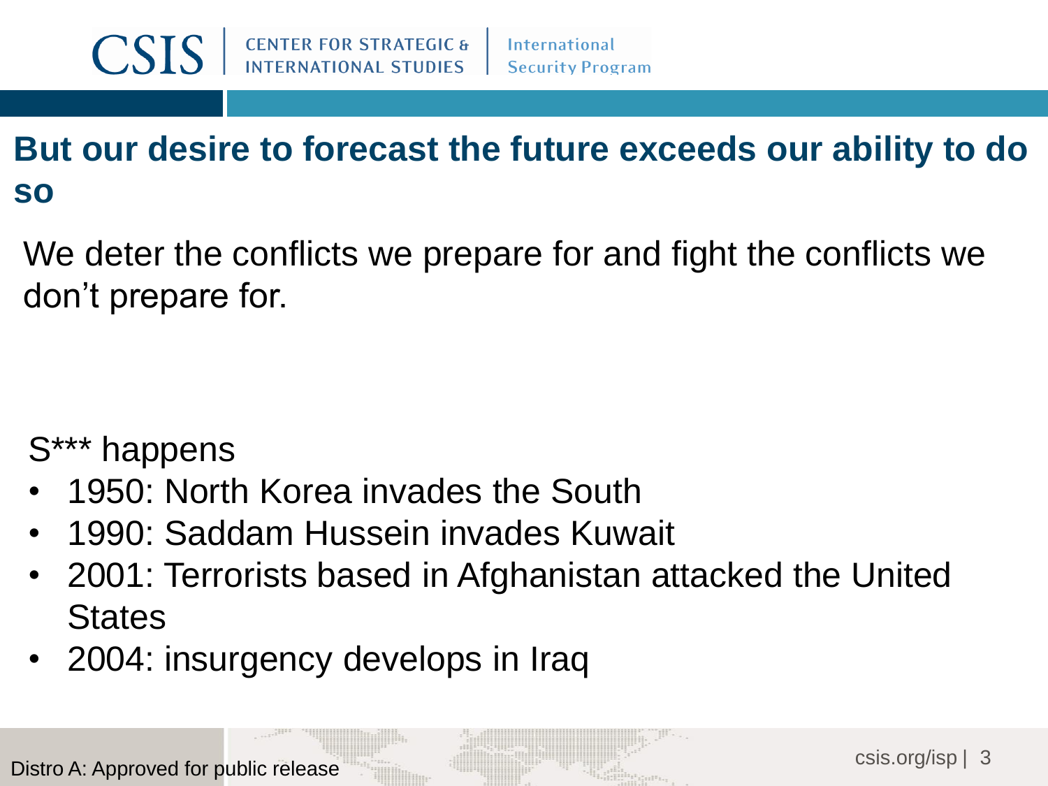## But our desire to forecast the future exceeds our ability to do so

We deter the conflicts we prepare for and fight the conflicts we don't prepare for.

S*** happens

- 1950: North Korea invades the South
- 1990: Saddam Hussein invades Kuwait
- 2001: Terrorists based in Afghanistan attacked the United States
- 2004: insurgency develops in Iraq

Distro A: Approved for public release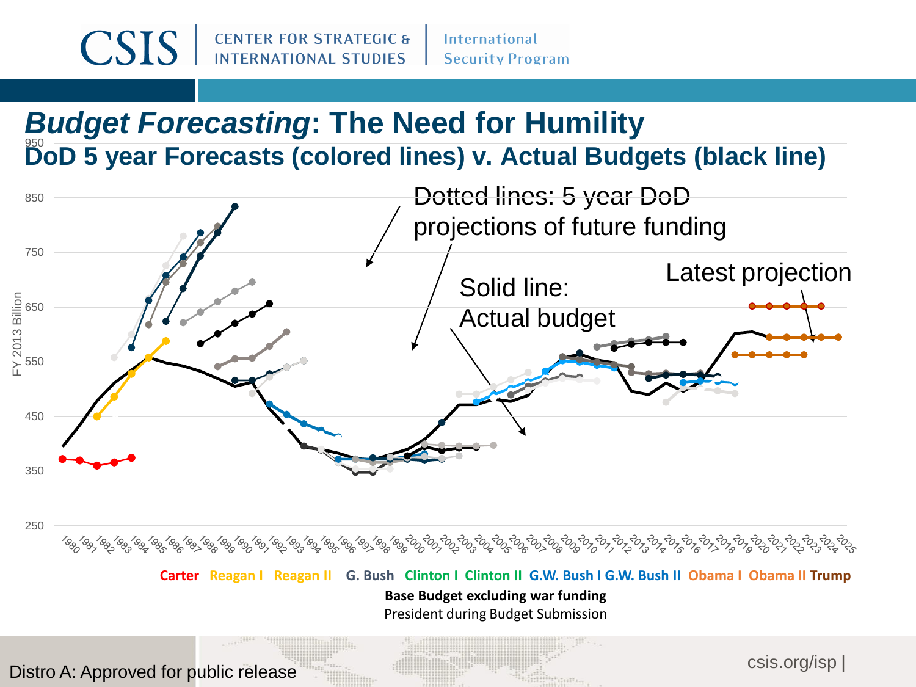# *Budget Forecasting*: The Need for Humility

## DoD 5 year Forecasts (colored lines) v. Actual Budgets (black line)

Dotted lines: 5 year DoD projections of future funding

Solid line: Actual budget

Latest projection

FY 2013 Billion

950
850
750
650
550
450
350
250

1980 1981 1982 1983 1984 1985 1986 1987 1988 1989 1990 1991 1992 1993 1994 1995 1996 1997 1998 1999 2000 2001 2002 2003 2004 2005 2006 2007 2008 2009 2010 2011 2012 2013 2014 2015 2016 2017 2018 2019 2020 2021 2022 2023 2024 2025

Carter Reagan I Reagan II G. Bush Clinton I Clinton II G.W. Bush I G.W. Bush II Obama I Obama II Trump

**Base Budget excluding war funding**

President during Budget Submission

Distro A: Approved for public release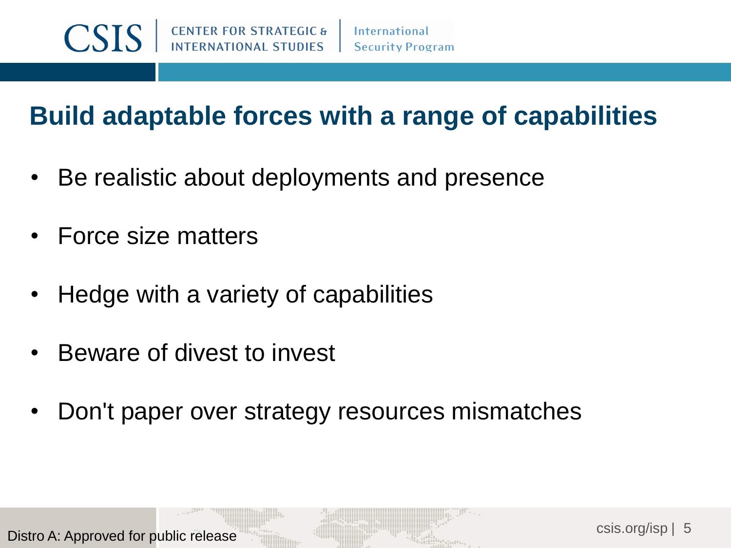## Build adaptable forces with a range of capabilities

- Be realistic about deployments and presence
- Force size matters
- Hedge with a variety of capabilities
- Beware of divest to invest
- Don't paper over strategy resources mismatches

Distro A: Approved for public release